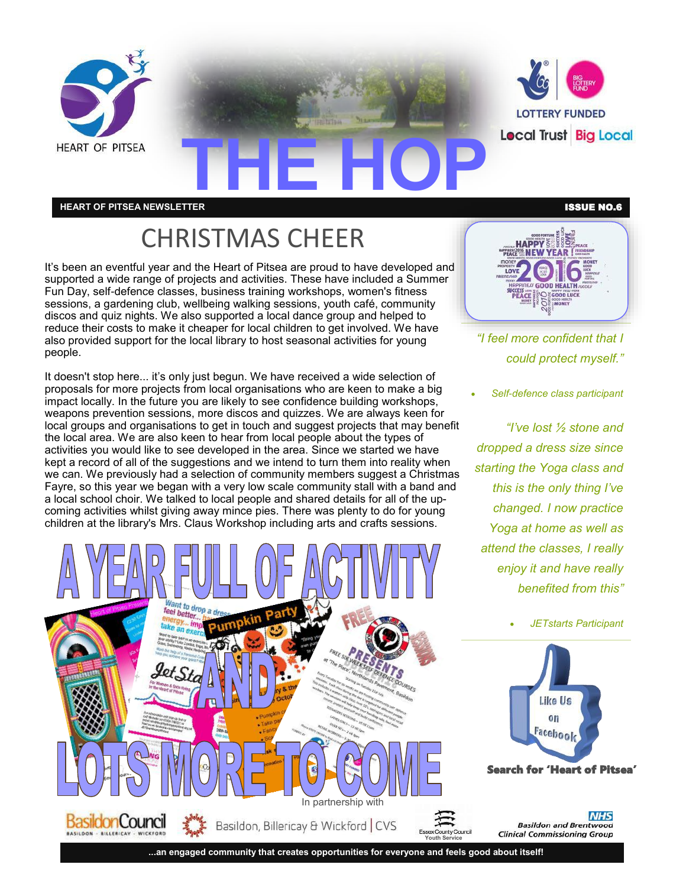# THE HOP

HEART OF PITSEA NEWSLETTER — ISSUE NO.6

## CHRISTMAS CHEER

It's been an eventful year and the Heart of Pitsea are proud to have developed and supported a wide range of projects and activities. These have included a Summer Fun Day, self-defence classes, business training workshops, women's fitness sessions, a gardening club, wellbeing walking sessions, youth café, community discos and quiz nights. We also supported a local dance group and helped to reduce their costs to make it cheaper for local children to get involved. We have also provided support for the local library to host seasonal activities for young people.

It doesn't stop here... it's only just begun. We have received a wide selection of proposals for more projects from local organisations who are keen to make a big impact locally. In the future you are likely to see confidence building workshops, weapons prevention sessions, more discos and quizzes. We are always keen for local groups and organisations to get in touch and suggest projects that may benefit the local area. We are also keen to hear from local people about the types of activities you would like to see developed in the area. Since we started we have kept a record of all of the suggestions and we intend to turn them into reality when we can. We previously had a selection of community members suggest a Christmas Fayre, so this year we began with a very low scale community stall with a band and a local school choir. We talked to local people and shared details for all of the up-coming activities whilst giving away mince pies. There was plenty to do for young children at the library's Mrs. Claus Workshop including arts and crafts sessions.

## A YEAR FULL OF ACTIVITY AND LOTS MORE TO COME

*"I feel more confident that I could protect myself."*

- *Self-defence class participant*

*"I've lost ½ stone and dropped a dress size since starting the Yoga class and this is the only thing I've changed. I now practice Yoga at home as well as attend the classes, I really enjoy it and have really benefited from this"*

- *JETstarts Participant*

Like Us on Facebook

**Search for 'Heart of Pitsea'**

In partnership with Basildon Council, Basildon, Billericay & Wickford CVS, Essex County Council Youth Service, NHS Basildon and Brentwood Clinical Commissioning Group

**...an engaged community that creates opportunities for everyone and feels good about itself!**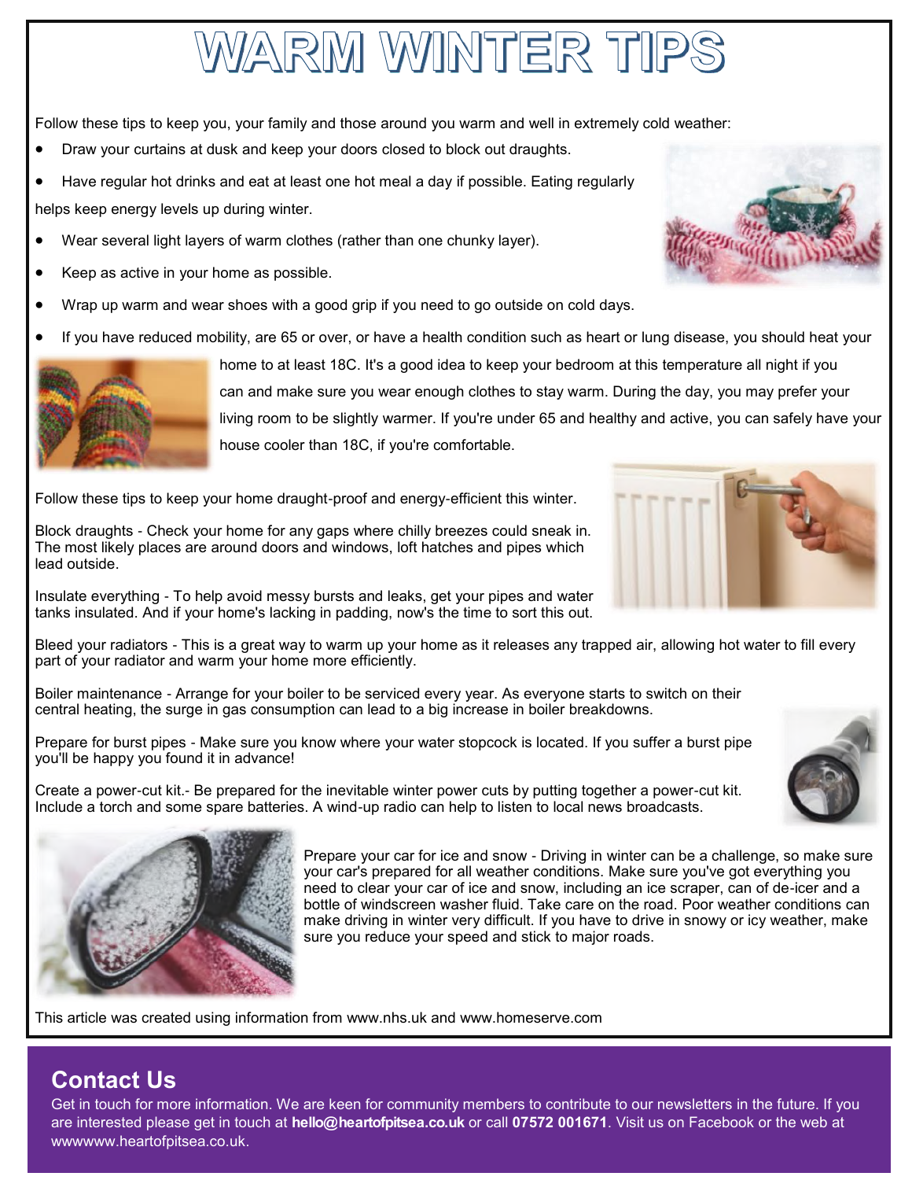# WARM WINTER TIPS

Follow these tips to keep you, your family and those around you warm and well in extremely cold weather:

- Draw your curtains at dusk and keep your doors closed to block out draughts.
- Have regular hot drinks and eat at least one hot meal a day if possible. Eating regularly helps keep energy levels up during winter.
- Wear several light layers of warm clothes (rather than one chunky layer).
- Keep as active in your home as possible.
- Wrap up warm and wear shoes with a good grip if you need to go outside on cold days.
- If you have reduced mobility, are 65 or over, or have a health condition such as heart or lung disease, you should heat your home to at least 18C. It's a good idea to keep your bedroom at this temperature all night if you can and make sure you wear enough clothes to stay warm. During the day, you may prefer your living room to be slightly warmer. If you're under 65 and healthy and active, you can safely have your house cooler than 18C, if you're comfortable.

Follow these tips to keep your home draught-proof and energy-efficient this winter.

Block draughts - Check your home for any gaps where chilly breezes could sneak in. The most likely places are around doors and windows, loft hatches and pipes which lead outside.

Insulate everything - To help avoid messy bursts and leaks, get your pipes and water tanks insulated. And if your home's lacking in padding, now's the time to sort this out.

Bleed your radiators - This is a great way to warm up your home as it releases any trapped air, allowing hot water to fill every part of your radiator and warm your home more efficiently.

Boiler maintenance - Arrange for your boiler to be serviced every year. As everyone starts to switch on their central heating, the surge in gas consumption can lead to a big increase in boiler breakdowns.

Prepare for burst pipes - Make sure you know where your water stopcock is located. If you suffer a burst pipe you'll be happy you found it in advance!

Create a power-cut kit.- Be prepared for the inevitable winter power cuts by putting together a power-cut kit. Include a torch and some spare batteries. A wind-up radio can help to listen to local news broadcasts.

Prepare your car for ice and snow - Driving in winter can be a challenge, so make sure your car's prepared for all weather conditions. Make sure you've got everything you need to clear your car of ice and snow, including an ice scraper, can of de-icer and a bottle of windscreen washer fluid. Take care on the road. Poor weather conditions can make driving in winter very difficult. If you have to drive in snowy or icy weather, make sure you reduce your speed and stick to major roads.

This article was created using information from www.nhs.uk and www.homeserve.com

## Contact Us

Get in touch for more information. We are keen for community members to contribute to our newsletters in the future. If you are interested please get in touch at **hello@heartofpitsea.co.uk** or call **07572 001671**. Visit us on Facebook or the web at wwwwww.heartofpitsea.co.uk.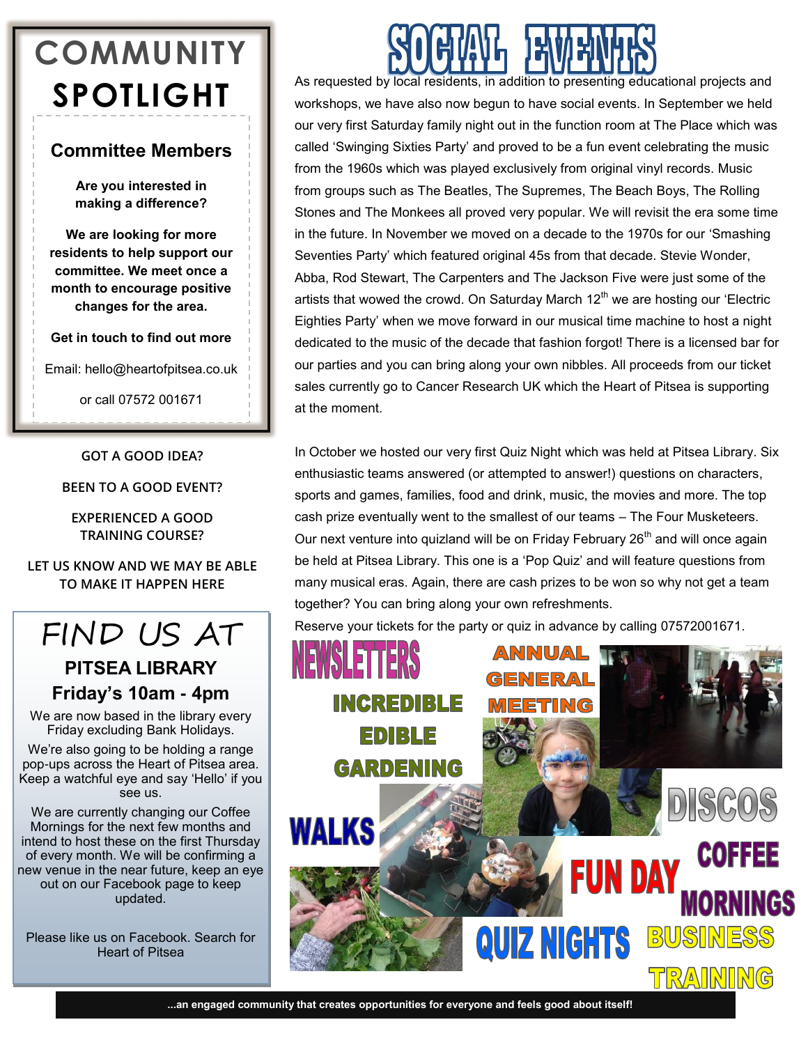# COMMUNITY SPOTLIGHT

## Committee Members

**Are you interested in making a difference?**

**We are looking for more residents to help support our committee. We meet once a month to encourage positive changes for the area.**

**Get in touch to find out more**

Email: hello@heartofpitsea.co.uk

or call 07572 001671

**GOT A GOOD IDEA?**

**BEEN TO A GOOD EVENT?**

**EXPERIENCED A GOOD TRAINING COURSE?**

**LET US KNOW AND WE MAY BE ABLE TO MAKE IT HAPPEN HERE**

## FIND US AT

### PITSEA LIBRARY

### Friday's 10am - 4pm

We are now based in the library every Friday excluding Bank Holidays.

We're also going to be holding a range pop-ups across the Heart of Pitsea area. Keep a watchful eye and say 'Hello' if you see us.

We are currently changing our Coffee Mornings for the next few months and intend to host these on the first Thursday of every month. We will be confirming a new venue in the near future, keep an eye out on our Facebook page to keep updated.

Please like us on Facebook. Search for Heart of Pitsea

# SOCIAL EVENTS

As requested by local residents, in addition to presenting educational projects and workshops, we have also now begun to have social events. In September we held our very first Saturday family night out in the function room at The Place which was called 'Swinging Sixties Party' and proved to be a fun event celebrating the music from the 1960s which was played exclusively from original vinyl records. Music from groups such as The Beatles, The Supremes, The Beach Boys, The Rolling Stones and The Monkees all proved very popular. We will revisit the era some time in the future. In November we moved on a decade to the 1970s for our 'Smashing Seventies Party' which featured original 45s from that decade. Stevie Wonder, Abba, Rod Stewart, The Carpenters and The Jackson Five were just some of the artists that wowed the crowd. On Saturday March 12th we are hosting our 'Electric Eighties Party' when we move forward in our musical time machine to host a night dedicated to the music of the decade that fashion forgot! There is a licensed bar for our parties and you can bring along your own nibbles. All proceeds from our ticket sales currently go to Cancer Research UK which the Heart of Pitsea is supporting at the moment.

In October we hosted our very first Quiz Night which was held at Pitsea Library. Six enthusiastic teams answered (or attempted to answer!) questions on characters, sports and games, families, food and drink, music, the movies and more. The top cash prize eventually went to the smallest of our teams – The Four Musketeers. Our next venture into quizland will be on Friday February 26th and will once again be held at Pitsea Library. This one is a 'Pop Quiz' and will feature questions from many musical eras. Again, there are cash prizes to be won so why not get a team together? You can bring along your own refreshments.

Reserve your tickets for the party or quiz in advance by calling 07572001671.

NEWSLETTERS · ANNUAL GENERAL MEETING · INCREDIBLE EDIBLE GARDENING · WALKS · DISCOS · FUN DAY · COFFEE MORNINGS · QUIZ NIGHTS · BUSINESS TRAINING

**...an engaged community that creates opportunities for everyone and feels good about itself!**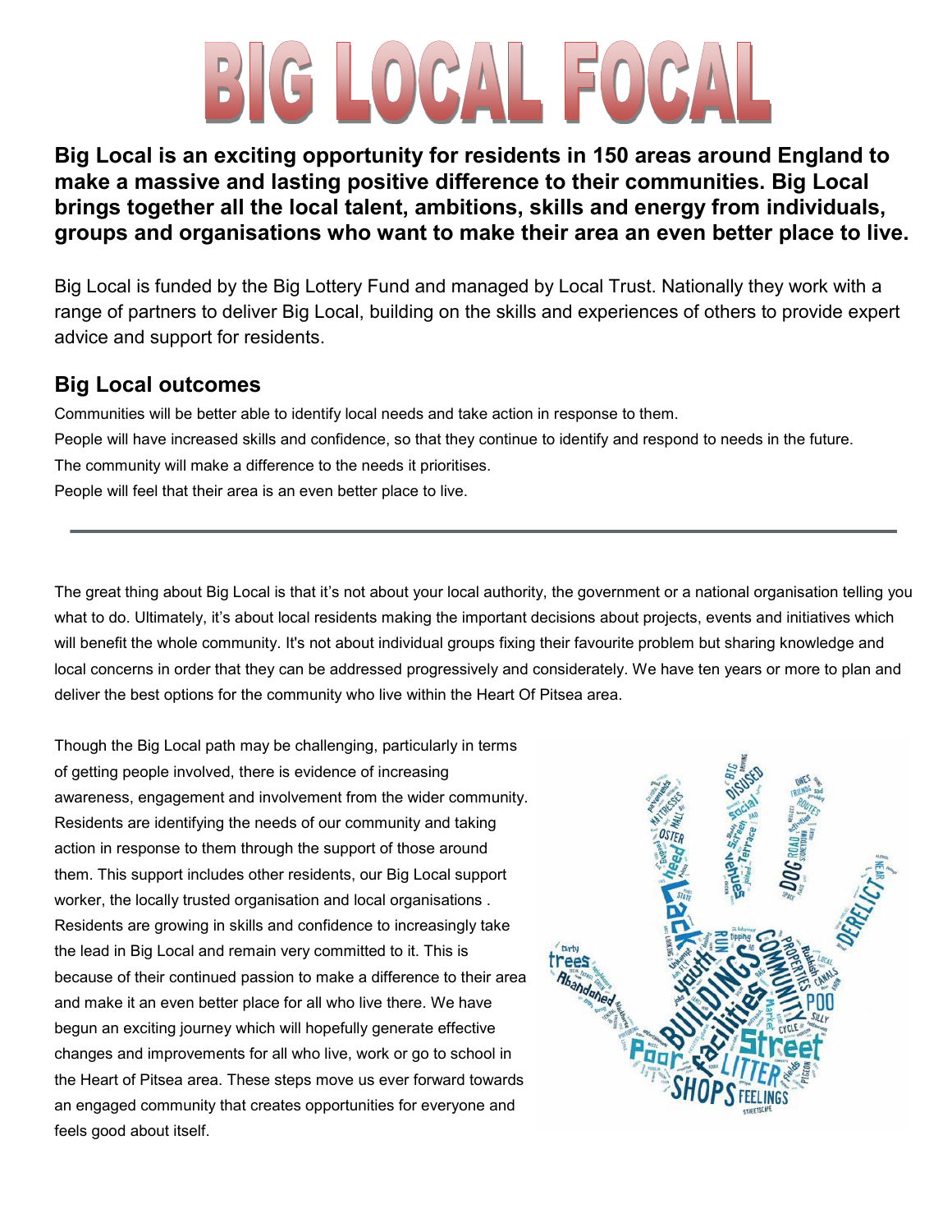# BIG LOCAL FOCAL

**Big Local is an exciting opportunity for residents in 150 areas around England to make a massive and lasting positive difference to their communities. Big Local brings together all the local talent, ambitions, skills and energy from individuals, groups and organisations who want to make their area an even better place to live.**

Big Local is funded by the Big Lottery Fund and managed by Local Trust. Nationally they work with a range of partners to deliver Big Local, building on the skills and experiences of others to provide expert advice and support for residents.

## Big Local outcomes

Communities will be better able to identify local needs and take action in response to them.

People will have increased skills and confidence, so that they continue to identify and respond to needs in the future.

The community will make a difference to the needs it prioritises.

People will feel that their area is an even better place to live.

---

The great thing about Big Local is that it's not about your local authority, the government or a national organisation telling you what to do. Ultimately, it's about local residents making the important decisions about projects, events and initiatives which will benefit the whole community. It's not about individual groups fixing their favourite problem but sharing knowledge and local concerns in order that they can be addressed progressively and considerately. We have ten years or more to plan and deliver the best options for the community who live within the Heart Of Pitsea area.

Though the Big Local path may be challenging, particularly in terms of getting people involved, there is evidence of increasing awareness, engagement and involvement from the wider community. Residents are identifying the needs of our community and taking action in response to them through the support of those around them. This support includes other residents, our Big Local support worker, the locally trusted organisation and local organisations . Residents are growing in skills and confidence to increasingly take the lead in Big Local and remain very committed to it. This is because of their continued passion to make a difference to their area and make it an even better place for all who live there. We have begun an exciting journey which will hopefully generate effective changes and improvements for all who live, work or go to school in the Heart of Pitsea area. These steps move us ever forward towards an engaged community that creates opportunities for everyone and feels good about itself.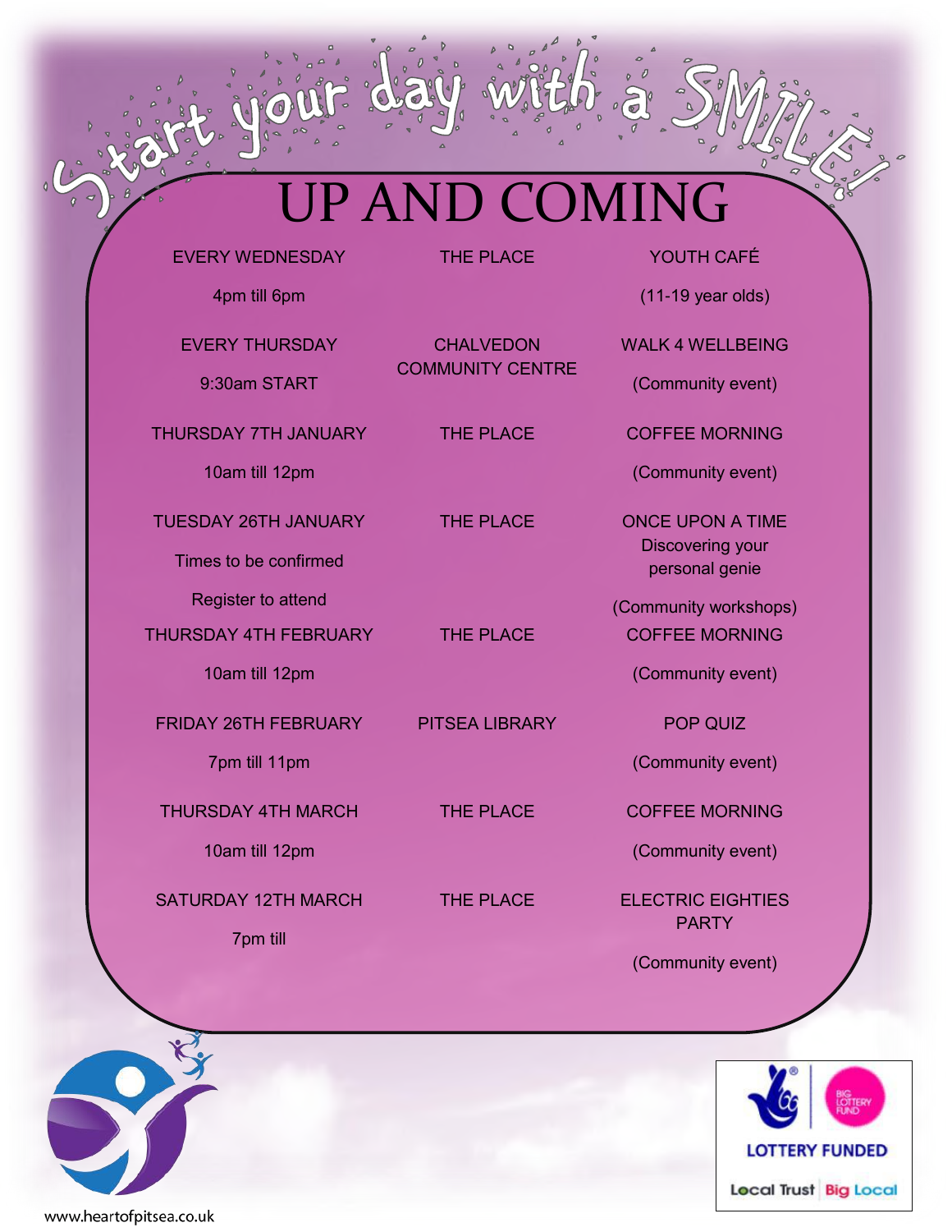Start your day with a SMILE!

# UP AND COMING

| Date / Time | Venue | Event |
|---|---|---|
| EVERY WEDNESDAY<br>4pm till 6pm | THE PLACE | YOUTH CAFÉ<br>(11-19 year olds) |
| EVERY THURSDAY<br>9:30am START | CHALVEDON COMMUNITY CENTRE | WALK 4 WELLBEING<br>(Community event) |
| THURSDAY 7TH JANUARY<br>10am till 12pm | THE PLACE | COFFEE MORNING<br>(Community event) |
| TUESDAY 26TH JANUARY<br>Times to be confirmed<br>Register to attend | THE PLACE | ONCE UPON A TIME<br>Discovering your personal genie<br>(Community workshops) |
| THURSDAY 4TH FEBRUARY<br>10am till 12pm | THE PLACE | COFFEE MORNING<br>(Community event) |
| FRIDAY 26TH FEBRUARY<br>7pm till 11pm | PITSEA LIBRARY | POP QUIZ<br>(Community event) |
| THURSDAY 4TH MARCH<br>10am till 12pm | THE PLACE | COFFEE MORNING<br>(Community event) |
| SATURDAY 12TH MARCH<br>7pm till | THE PLACE | ELECTRIC EIGHTIES PARTY<br>(Community event) |

LOTTERY FUNDED

Local Trust | Big Local

www.heartofpitsea.co.uk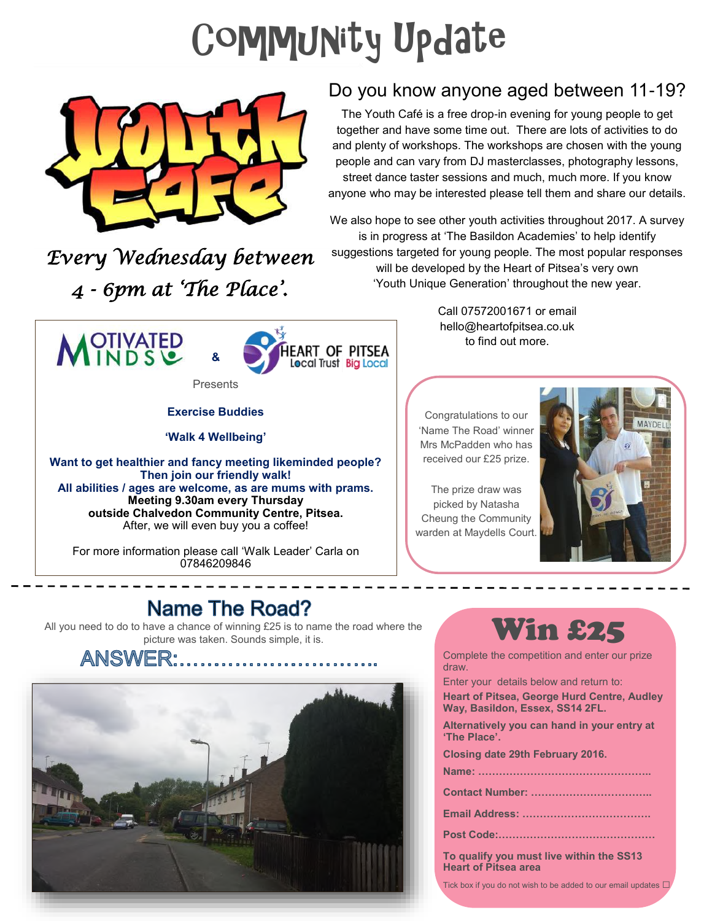# Community Update

Youth Cafe

*Every Wednesday between 4 - 6pm at 'The Place'.*

## Do you know anyone aged between 11-19?

The Youth Café is a free drop-in evening for young people to get together and have some time out. There are lots of activities to do and plenty of workshops. The workshops are chosen with the young people and can vary from DJ masterclasses, photography lessons, street dance taster sessions and much, much more. If you know anyone who may be interested please tell them and share our details.

We also hope to see other youth activities throughout 2017. A survey is in progress at 'The Basildon Academies' to help identify suggestions targeted for young people. The most popular responses will be developed by the Heart of Pitsea's very own 'Youth Unique Generation' throughout the new year.

Call 07572001671 or email hello@heartofpitsea.co.uk to find out more.

Motivated Minds & Heart of Pitsea Local Trust Big Local

Presents

**Exercise Buddies**

**'Walk 4 Wellbeing'**

**Want to get healthier and fancy meeting likeminded people?**
**Then join our friendly walk!**
**All abilities / ages are welcome, as are mums with prams.**
**Meeting 9.30am every Thursday**
**outside Chalvedon Community Centre, Pitsea.**
After, we will even buy you a coffee!

For more information please call 'Walk Leader' Carla on 07846209846

Congratulations to our 'Name The Road' winner Mrs McPadden who has received our £25 prize.

The prize draw was picked by Natasha Cheung the Community warden at Maydells Court.

## Name The Road?

All you need to do to have a chance of winning £25 is to name the road where the picture was taken. Sounds simple, it is.

ANSWER:…………………………..

## Win £25

Complete the competition and enter our prize draw.

Enter your details below and return to:

**Heart of Pitsea, George Hurd Centre, Audley Way, Basildon, Essex, SS14 2FL.**

**Alternatively you can hand in your entry at 'The Place'.**

**Closing date 29th February 2016.**

**Name: ………………………………………….**

**Contact Number: …………………………….**

**Email Address: ……………………………….**

**Post Code:……………………………………..**

**To qualify you must live within the SS13 Heart of Pitsea area**

Tick box if you do not wish to be added to our email updates ☐